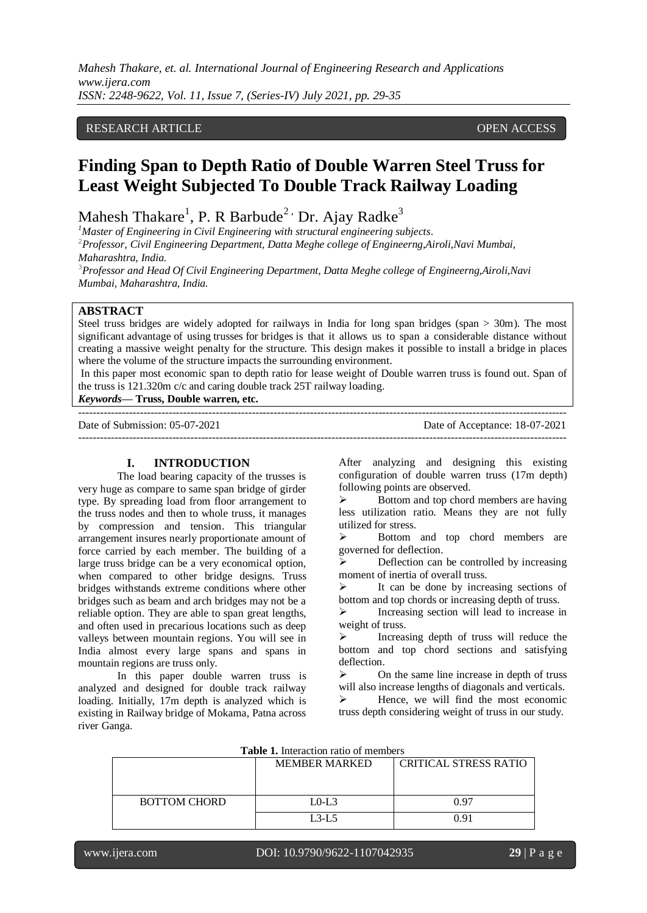RESEARCH ARTICLE OPEN ACCESS

# Finding Span to Depth Ratio of Double Warren Steel Truss for Least Weight Subjected To Double Track Railway Loading

Mahesh Thakare[1], P. R Barbude[2], Dr. Ajay Radke[3]

[1]Master of Engineering in Civil Engineering with structural engineering subjects.
[2]Professor, Civil Engineering Department, Datta Meghe college of Engineerng,Airoli,Navi Mumbai, Maharashtra, India.
[3]Professor and Head Of Civil Engineering Department, Datta Meghe college of Engineerng,Airoli,Navi Mumbai, Maharashtra, India.

## ABSTRACT

Steel truss bridges are widely adopted for railways in India for long span bridges (span > 30m). The most significant advantage of using trusses for bridges is that it allows us to span a considerable distance without creating a massive weight penalty for the structure. This design makes it possible to install a bridge in places where the volume of the structure impacts the surrounding environment.

In this paper most economic span to depth ratio for lease weight of Double warren truss is found out. Span of the truss is 121.320m c/c and caring double track 25T railway loading.

***Keywords*— Truss, Double warren, etc.**

Date of Submission: 05-07-2021 Date of Acceptance: 18-07-2021

## I. INTRODUCTION

The load bearing capacity of the trusses is very huge as compare to same span bridge of girder type. By spreading load from floor arrangement to the truss nodes and then to whole truss, it manages by compression and tension. This triangular arrangement insures nearly proportionate amount of force carried by each member. The building of a large truss bridge can be a very economical option, when compared to other bridge designs. Truss bridges withstands extreme conditions where other bridges such as beam and arch bridges may not be a reliable option. They are able to span great lengths, and often used in precarious locations such as deep valleys between mountain regions. You will see in India almost every large spans and spans in mountain regions are truss only.

In this paper double warren truss is analyzed and designed for double track railway loading. Initially, 17m depth is analyzed which is existing in Railway bridge of Mokama, Patna across river Ganga.

After analyzing and designing this existing configuration of double warren truss (17m depth) following points are observed.

- Bottom and top chord members are having less utilization ratio. Means they are not fully utilized for stress.
- Bottom and top chord members are governed for deflection.
- Deflection can be controlled by increasing moment of inertia of overall truss.
- It can be done by increasing sections of bottom and top chords or increasing depth of truss.
- Increasing section will lead to increase in weight of truss.
- Increasing depth of truss will reduce the bottom and top chord sections and satisfying deflection.
- On the same line increase in depth of truss will also increase lengths of diagonals and verticals.
- Hence, we will find the most economic truss depth considering weight of truss in our study.

**Table 1.** Interaction ratio of members

| | MEMBER MARKED | CRITICAL STRESS RATIO |
|---|---|---|
| BOTTOM CHORD | L0-L3 | 0.97 |
| | L3-L5 | 0.91 |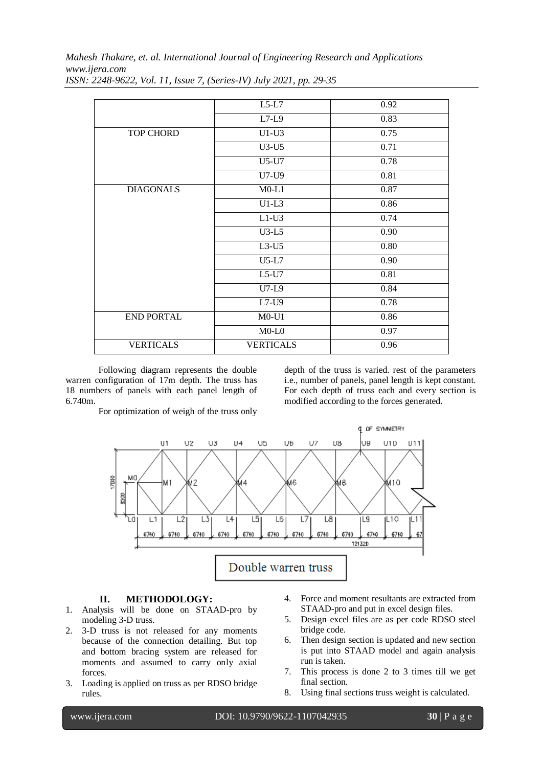|  | L5-L7 | 0.92 |
|---|---|---|
|  | L7-L9 | 0.83 |
| TOP CHORD | U1-U3 | 0.75 |
|  | U3-U5 | 0.71 |
|  | U5-U7 | 0.78 |
|  | U7-U9 | 0.81 |
| DIAGONALS | M0-L1 | 0.87 |
|  | U1-L3 | 0.86 |
|  | L1-U3 | 0.74 |
|  | U3-L5 | 0.90 |
|  | L3-U5 | 0.80 |
|  | U5-L7 | 0.90 |
|  | L5-U7 | 0.81 |
|  | U7-L9 | 0.84 |
|  | L7-U9 | 0.78 |
| END PORTAL | M0-U1 | 0.86 |
|  | M0-L0 | 0.97 |
| VERTICALS | VERTICALS | 0.96 |

Following diagram represents the double warren configuration of 17m depth. The truss has 18 numbers of panels with each panel length of 6.740m.

For optimization of weigh of the truss only depth of the truss is varied. rest of the parameters i.e., number of panels, panel length is kept constant. For each depth of truss each and every section is modified according to the forces generated.

Double warren truss

## II. METHODOLOGY:

1. Analysis will be done on STAAD-pro by modeling 3-D truss.
2. 3-D truss is not released for any moments because of the connection detailing. But top and bottom bracing system are released for moments and assumed to carry only axial forces.
3. Loading is applied on truss as per RDSO bridge rules.
4. Force and moment resultants are extracted from STAAD-pro and put in excel design files.
5. Design excel files are as per code RDSO steel bridge code.
6. Then design section is updated and new section is put into STAAD model and again analysis run is taken.
7. This process is done 2 to 3 times till we get final section.
8. Using final sections truss weight is calculated.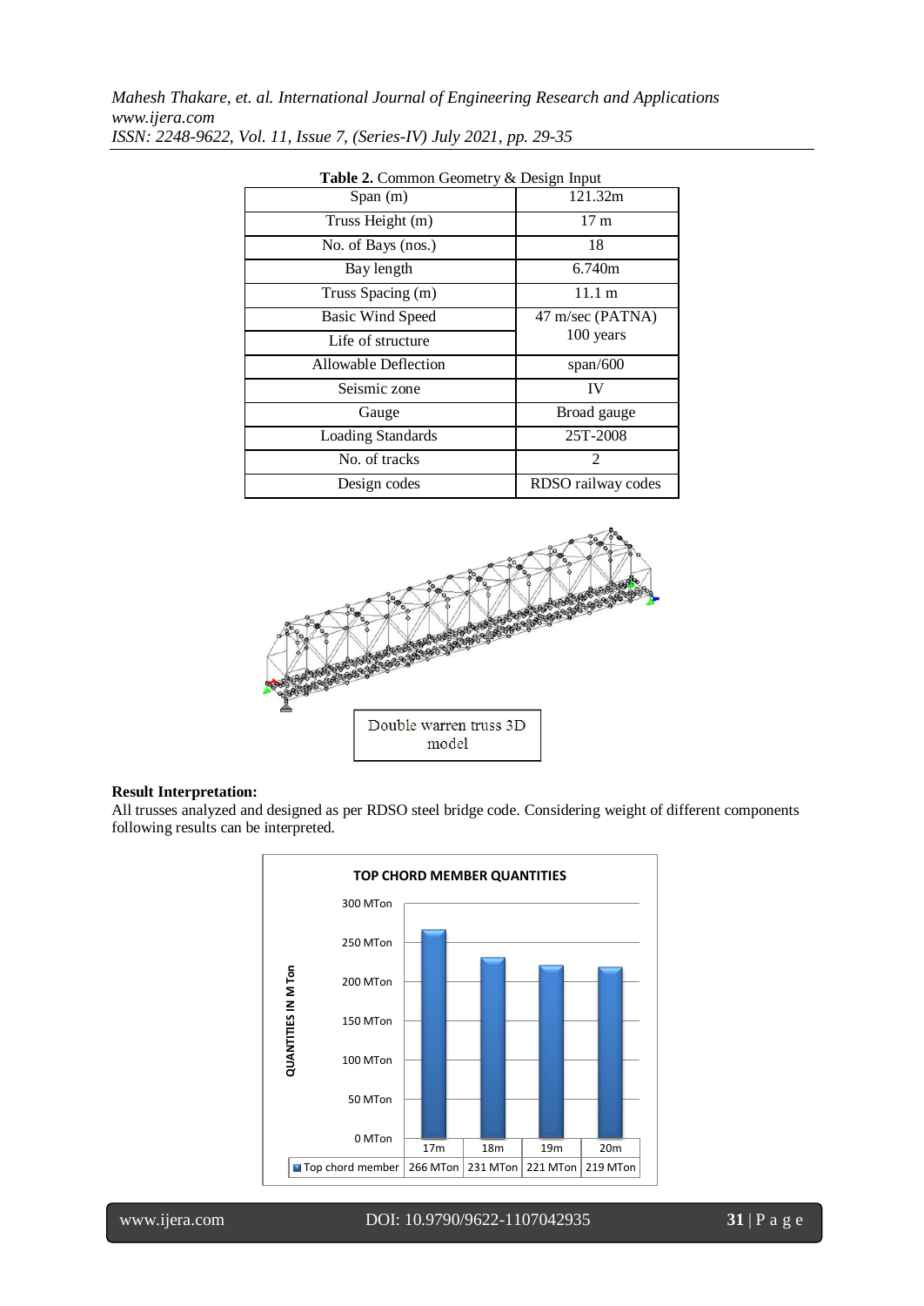**Table 2.** Common Geometry & Design Input

| Span (m) | 121.32m |
|---|---|
| Truss Height (m) | 17 m |
| No. of Bays (nos.) | 18 |
| Bay length | 6.740m |
| Truss Spacing (m) | 11.1 m |
| Basic Wind Speed | 47 m/sec (PATNA) |
| Life of structure | 100 years |
| Allowable Deflection | span/600 |
| Seismic zone | IV |
| Gauge | Broad gauge |
| Loading Standards | 25T-2008 |
| No. of tracks | 2 |
| Design codes | RDSO railway codes |

Double warren truss 3D model

**Result Interpretation:**

All trusses analyzed and designed as per RDSO steel bridge code. Considering weight of different components following results can be interpreted.

**TOP CHORD MEMBER QUANTITIES**

| | 17m | 18m | 19m | 20m |
|---|---|---|---|---|
| Top chord member | 266 MTon | 231 MTon | 221 MTon | 219 MTon |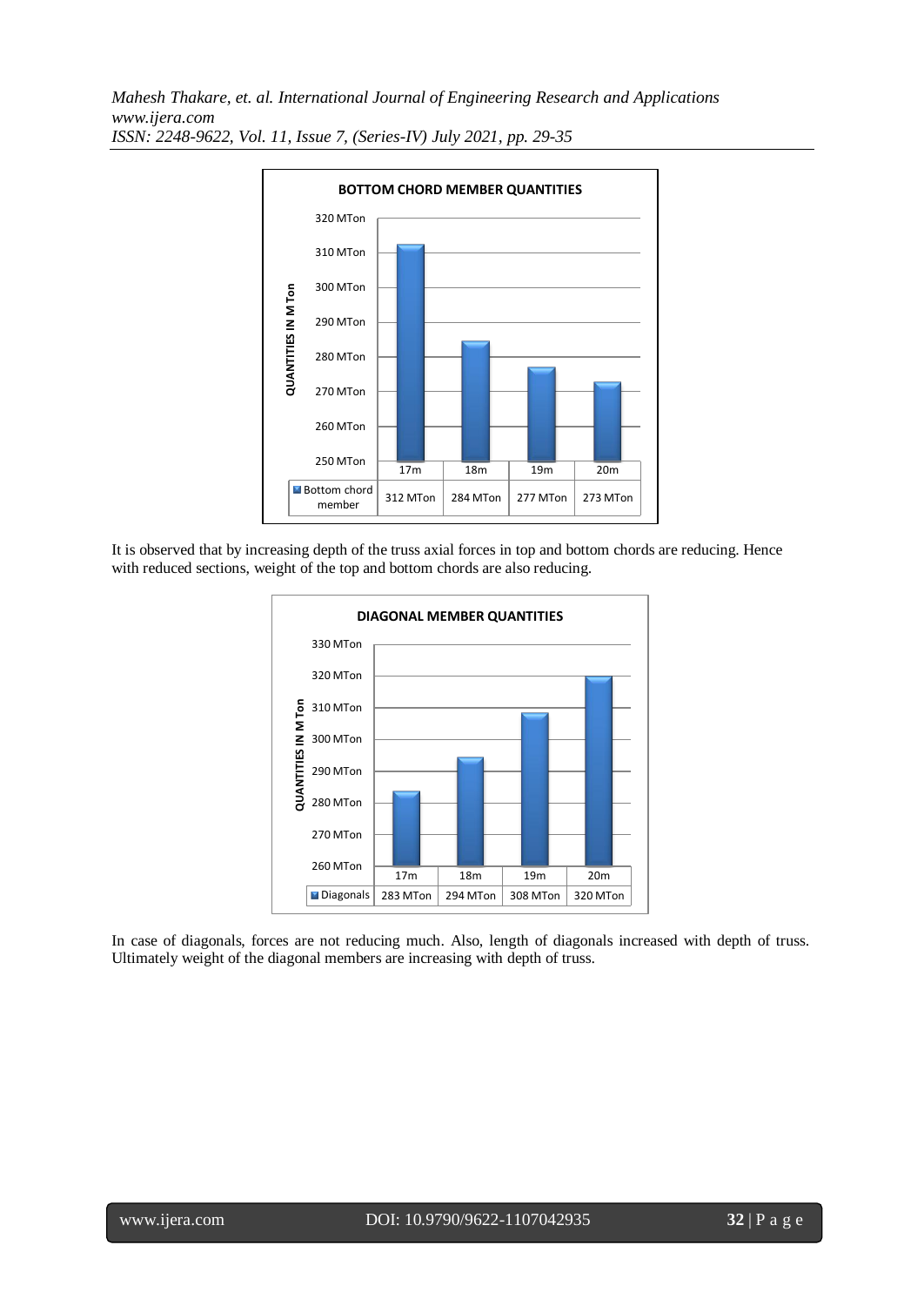**BOTTOM CHORD MEMBER QUANTITIES**

| | 17m | 18m | 19m | 20m |
|---|---|---|---|---|
| Bottom chord member | 312 MTon | 284 MTon | 277 MTon | 273 MTon |

It is observed that by increasing depth of the truss axial forces in top and bottom chords are reducing. Hence with reduced sections, weight of the top and bottom chords are also reducing.

**DIAGONAL MEMBER QUANTITIES**

| | 17m | 18m | 19m | 20m |
|---|---|---|---|---|
| Diagonals | 283 MTon | 294 MTon | 308 MTon | 320 MTon |

In case of diagonals, forces are not reducing much. Also, length of diagonals increased with depth of truss. Ultimately weight of the diagonal members are increasing with depth of truss.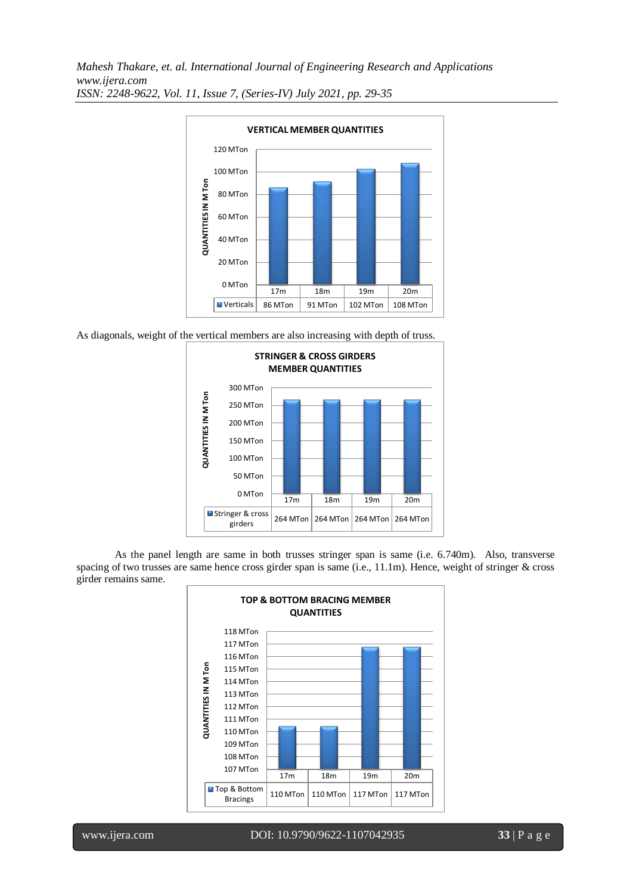**VERTICAL MEMBER QUANTITIES**

| | 17m | 18m | 19m | 20m |
|---|---|---|---|---|
| Verticals | 86 MTon | 91 MTon | 102 MTon | 108 MTon |

As diagonals, weight of the vertical members are also increasing with depth of truss.

**STRINGER & CROSS GIRDERS MEMBER QUANTITIES**

| | 17m | 18m | 19m | 20m |
|---|---|---|---|---|
| Stringer & cross girders | 264 MTon | 264 MTon | 264 MTon | 264 MTon |

As the panel length are same in both trusses stringer span is same (i.e. 6.740m). Also, transverse spacing of two trusses are same hence cross girder span is same (i.e., 11.1m). Hence, weight of stringer & cross girder remains same.

**TOP & BOTTOM BRACING MEMBER QUANTITIES**

| | 17m | 18m | 19m | 20m |
|---|---|---|---|---|
| Top & Bottom Bracings | 110 MTon | 110 MTon | 117 MTon | 117 MTon |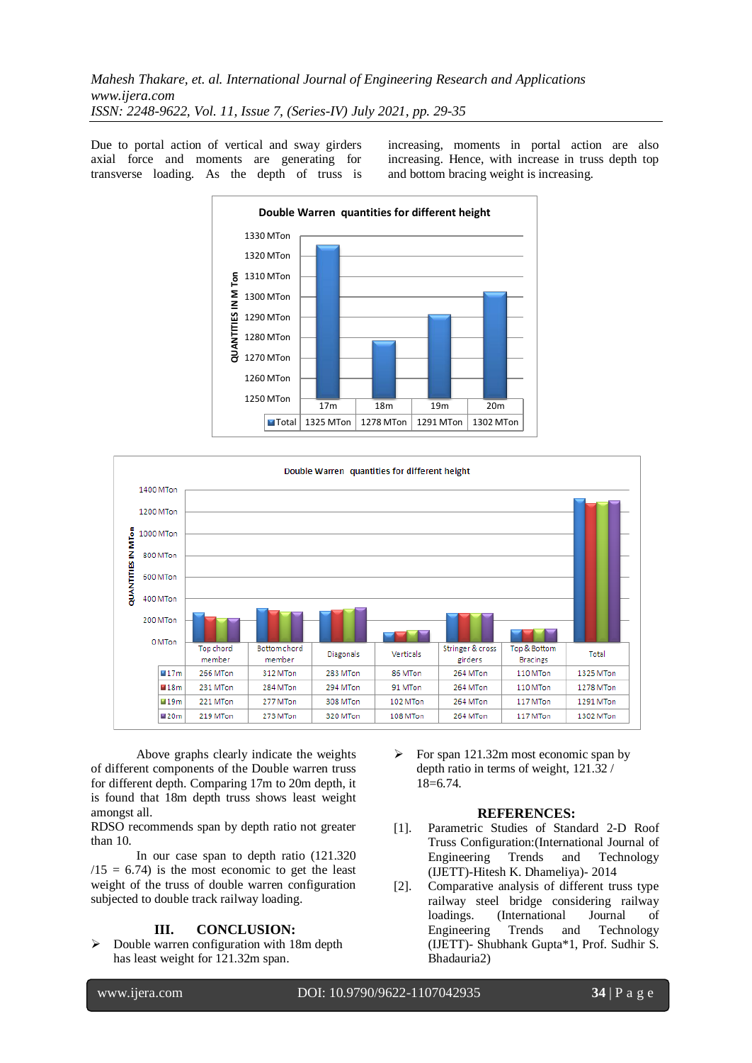Due to portal action of vertical and sway girders axial force and moments are generating for transverse loading. As the depth of truss is increasing, moments in portal action are also increasing. Hence, with increase in truss depth top and bottom bracing weight is increasing.

**Double Warren quantities for different height**

| | 17m | 18m | 19m | 20m |
|---|---|---|---|---|
| Total | 1325 MTon | 1278 MTon | 1291 MTon | 1302 MTon |

**Double Warren quantities for different height**

| | Top chord member | Bottom chord member | Diagonals | Verticals | Stringer & cross girders | Top & Bottom Bracings | Total |
|---|---|---|---|---|---|---|---|
| 17m | 256 MTon | 312 MTon | 283 MTon | 85 MTon | 264 MTon | 110 MTon | 1325 MTon |
| 18m | 231 MTon | 284 MTon | 294 MTon | 91 MTon | 264 MTon | 110 MTon | 1278 MTon |
| 19m | 221 MTon | 277 MTon | 308 MTon | 102 MTon | 264 MTon | 117 MTon | 1291 MTon |
| 20m | 219 MTon | 273 MTon | 320 MTon | 108 MTon | 264 MTon | 117 MTon | 1302 MTon |

Above graphs clearly indicate the weights of different components of the Double warren truss for different depth. Comparing 17m to 20m depth, it is found that 18m depth truss shows least weight amongst all.

RDSO recommends span by depth ratio not greater than 10.

In our case span to depth ratio (121.320 /15 = 6.74) is the most economic to get the least weight of the truss of double warren configuration subjected to double track railway loading.

## III. CONCLUSION:

- Double warren configuration with 18m depth has least weight for 121.32m span.
- For span 121.32m most economic span by depth ratio in terms of weight, 121.32 / 18=6.74.

## REFERENCES:

[1]. Parametric Studies of Standard 2-D Roof Truss Configuration:(International Journal of Engineering Trends and Technology (IJETT)-Hitesh K. Dhameliya)- 2014

[2]. Comparative analysis of different truss type railway steel bridge considering railway loadings. (International Journal of Engineering Trends and Technology (IJETT)- Shubhank Gupta*1, Prof. Sudhir S. Bhadauria2)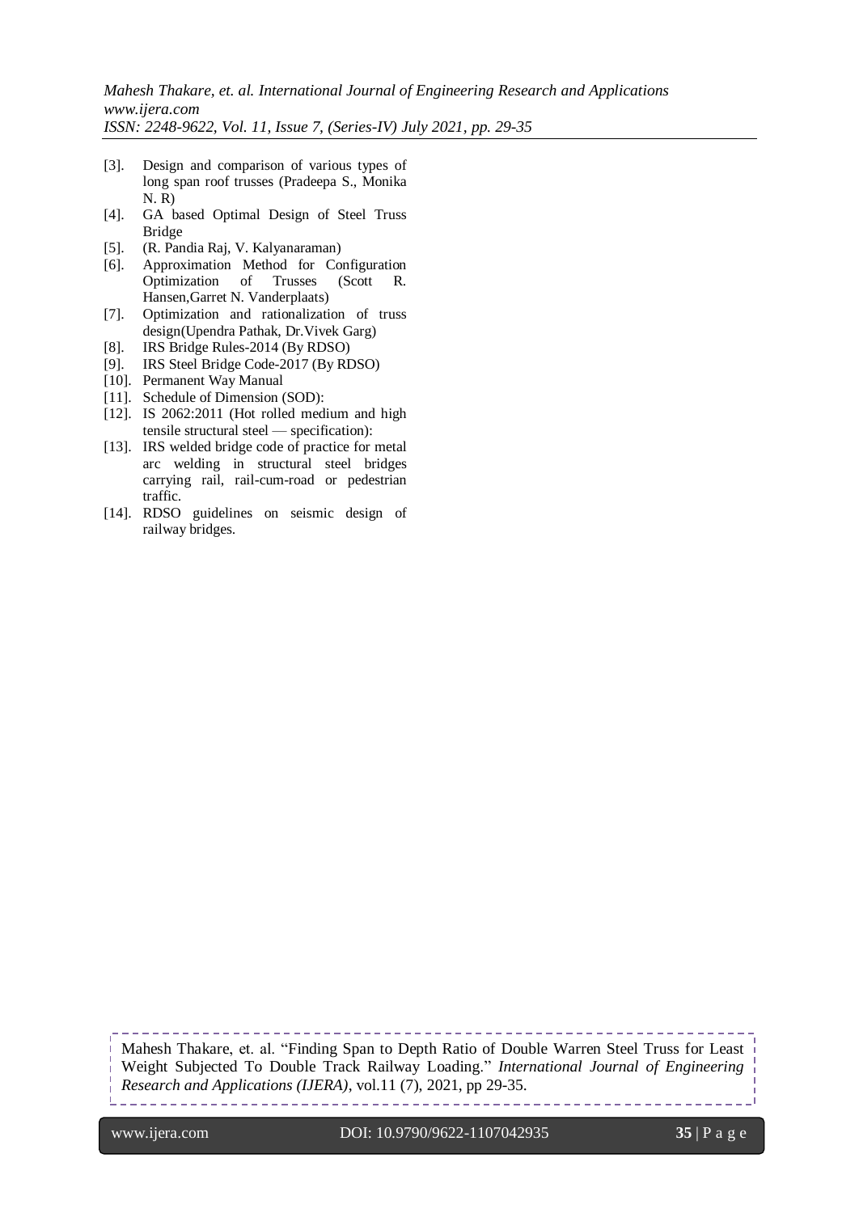[3]. Design and comparison of various types of long span roof trusses (Pradeepa S., Monika N. R)

[4]. GA based Optimal Design of Steel Truss Bridge

[5]. (R. Pandia Raj, V. Kalyanaraman)

[6]. Approximation Method for Configuration Optimization of Trusses (Scott R. Hansen,Garret N. Vanderplaats)

[7]. Optimization and rationalization of truss design(Upendra Pathak, Dr.Vivek Garg)

[8]. IRS Bridge Rules-2014 (By RDSO)

[9]. IRS Steel Bridge Code-2017 (By RDSO)

[10]. Permanent Way Manual

[11]. Schedule of Dimension (SOD):

[12]. IS 2062:2011 (Hot rolled medium and high tensile structural steel — specification):

[13]. IRS welded bridge code of practice for metal arc welding in structural steel bridges carrying rail, rail-cum-road or pedestrian traffic.

[14]. RDSO guidelines on seismic design of railway bridges.

Mahesh Thakare, et. al. "Finding Span to Depth Ratio of Double Warren Steel Truss for Least Weight Subjected To Double Track Railway Loading." *International Journal of Engineering Research and Applications (IJERA)*, vol.11 (7), 2021, pp 29-35.